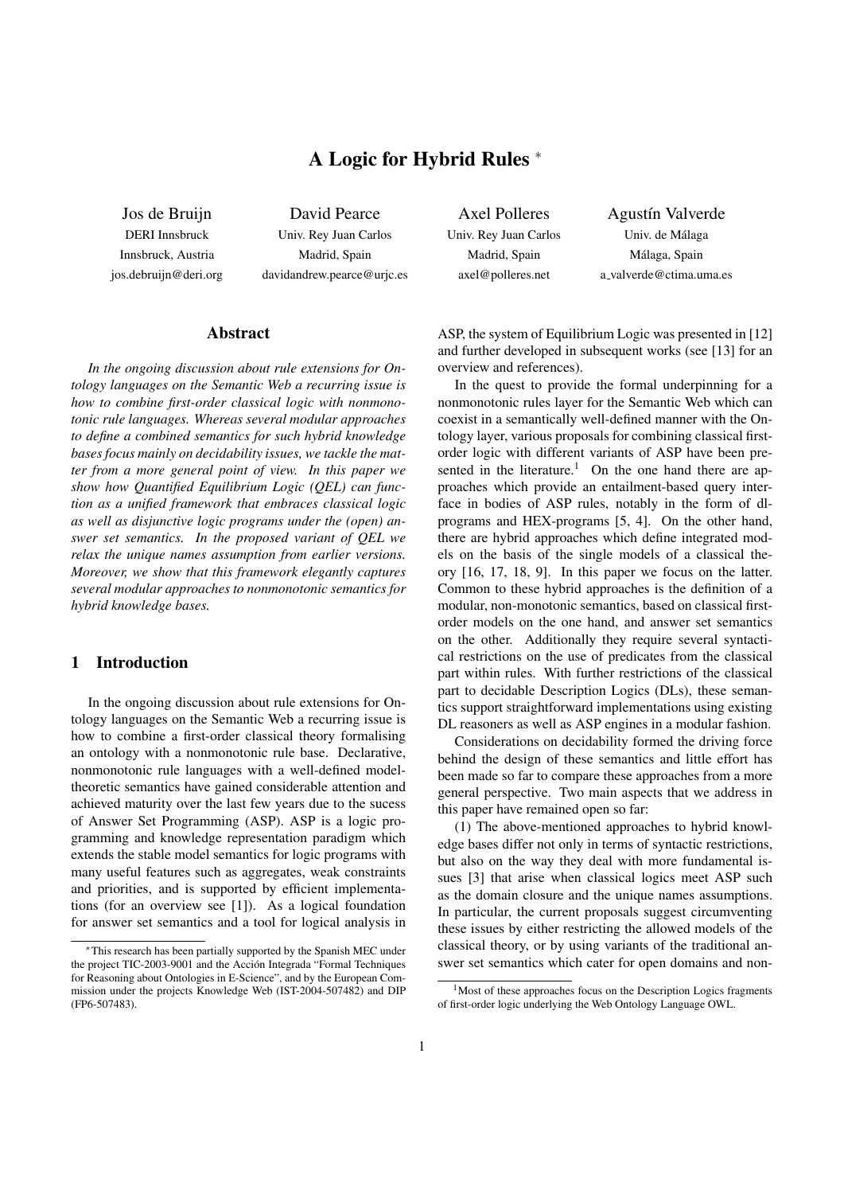# A Logic for Hybrid Rules [*]

Jos de Bruijn
DERI Innsbruck
Innsbruck, Austria
jos.debruijn@deri.org

David Pearce
Univ. Rey Juan Carlos
Madrid, Spain
davidandrew.pearce@urjc.es

Axel Polleres
Univ. Rey Juan Carlos
Madrid, Spain
axel@polleres.net

Agustín Valverde
Univ. de Málaga
Málaga, Spain
a_valverde@ctima.uma.es

## Abstract

*In the ongoing discussion about rule extensions for Ontology languages on the Semantic Web a recurring issue is how to combine first-order classical logic with nonmonotonic rule languages. Whereas several modular approaches to define a combined semantics for such hybrid knowledge bases focus mainly on decidability issues, we tackle the matter from a more general point of view. In this paper we show how Quantified Equilibrium Logic (QEL) can function as a unified framework that embraces classical logic as well as disjunctive logic programs under the (open) answer set semantics. In the proposed variant of QEL we relax the unique names assumption from earlier versions. Moreover, we show that this framework elegantly captures several modular approaches to nonmonotonic semantics for hybrid knowledge bases.*

## 1 Introduction

In the ongoing discussion about rule extensions for Ontology languages on the Semantic Web a recurring issue is how to combine a first-order classical theory formalising an ontology with a nonmonotonic rule base. Declarative, nonmonotonic rule languages with a well-defined model-theoretic semantics have gained considerable attention and achieved maturity over the last few years due to the sucess of Answer Set Programming (ASP). ASP is a logic programming and knowledge representation paradigm which extends the stable model semantics for logic programs with many useful features such as aggregates, weak constraints and priorities, and is supported by efficient implementations (for an overview see [1]). As a logical foundation for answer set semantics and a tool for logical analysis in ASP, the system of Equilibrium Logic was presented in [12] and further developed in subsequent works (see [13] for an overview and references).

In the quest to provide the formal underpinning for a nonmonotonic rules layer for the Semantic Web which can coexist in a semantically well-defined manner with the Ontology layer, various proposals for combining classical first-order logic with different variants of ASP have been presented in the literature.[1] On the one hand there are approaches which provide an entailment-based query interface in bodies of ASP rules, notably in the form of dl-programs and HEX-programs [5, 4]. On the other hand, there are hybrid approaches which define integrated models on the basis of the single models of a classical theory [16, 17, 18, 9]. In this paper we focus on the latter. Common to these hybrid approaches is the definition of a modular, non-monotonic semantics, based on classical first-order models on the one hand, and answer set semantics on the other. Additionally they require several syntactical restrictions on the use of predicates from the classical part within rules. With further restrictions of the classical part to decidable Description Logics (DLs), these semantics support straightforward implementations using existing DL reasoners as well as ASP engines in a modular fashion.

Considerations on decidability formed the driving force behind the design of these semantics and little effort has been made so far to compare these approaches from a more general perspective. Two main aspects that we address in this paper have remained open so far:

(1) The above-mentioned approaches to hybrid knowledge bases differ not only in terms of syntactic restrictions, but also on the way they deal with more fundamental issues [3] that arise when classical logics meet ASP such as the domain closure and the unique names assumptions. In particular, the current proposals suggest circumventing these issues by either restricting the allowed models of the classical theory, or by using variants of the traditional answer set semantics which cater for open domains and non-

[*] This research has been partially supported by the Spanish MEC under the project TIC-2003-9001 and the Acción Integrada "Formal Techniques for Reasoning about Ontologies in E-Science", and by the European Commission under the projects Knowledge Web (IST-2004-507482) and DIP (FP6-507483).

[1] Most of these approaches focus on the Description Logics fragments of first-order logic underlying the Web Ontology Language OWL.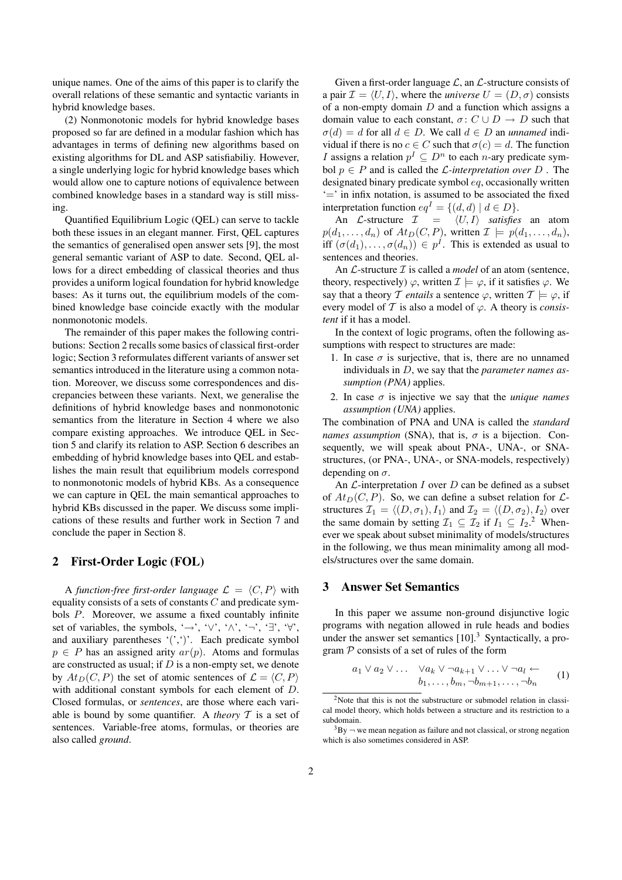unique names. One of the aims of this paper is to clarify the overall relations of these semantic and syntactic variants in hybrid knowledge bases.

(2) Nonmonotonic models for hybrid knowledge bases proposed so far are defined in a modular fashion which has advantages in terms of defining new algorithms based on existing algorithms for DL and ASP satisfiabiliy. However, a single underlying logic for hybrid knowledge bases which would allow one to capture notions of equivalence between combined knowledge bases in a standard way is still missing.

Quantified Equilibrium Logic (QEL) can serve to tackle both these issues in an elegant manner. First, QEL captures the semantics of generalised open answer sets [9], the most general semantic variant of ASP to date. Second, QEL allows for a direct embedding of classical theories and thus provides a uniform logical foundation for hybrid knowledge bases: As it turns out, the equilibrium models of the combined knowledge base coincide exactly with the modular nonmonotonic models.

The remainder of this paper makes the following contributions: Section 2 recalls some basics of classical first-order logic; Section 3 reformulates different variants of answer set semantics introduced in the literature using a common notation. Moreover, we discuss some correspondences and discrepancies between these variants. Next, we generalise the definitions of hybrid knowledge bases and nonmonotonic semantics from the literature in Section 4 where we also compare existing approaches. We introduce QEL in Section 5 and clarify its relation to ASP. Section 6 describes an embedding of hybrid knowledge bases into QEL and establishes the main result that equilibrium models correspond to nonmonotonic models of hybrid KBs. As a consequence we can capture in QEL the main semantical approaches to hybrid KBs discussed in the paper. We discuss some implications of these results and further work in Section 7 and conclude the paper in Section 8.

## 2 First-Order Logic (FOL)

A *function-free first-order language* $\mathcal{L} = \langle C, P \rangle$ with equality consists of a sets of constants $C$ and predicate symbols $P$. Moreover, we assume a fixed countably infinite set of variables, the symbols, '$\rightarrow$', '$\vee$', '$\wedge$', '$\neg$', '$\exists$', '$\forall$', and auxiliary parentheses '(','$)$'. Each predicate symbol $p \in P$ has an assigned arity $ar(p)$. Atoms and formulas are constructed as usual; if $D$ is a non-empty set, we denote by $At_D(C, P)$ the set of atomic sentences of $\mathcal{L} = \langle C, P \rangle$ with additional constant symbols for each element of $D$. Closed formulas, or *sentences*, are those where each variable is bound by some quantifier. A *theory* $\mathcal{T}$ is a set of sentences. Variable-free atoms, formulas, or theories are also called *ground*.

Given a first-order language $\mathcal{L}$, an $\mathcal{L}$-structure consists of a pair $\mathcal{I} = \langle U, I \rangle$, where the *universe* $U = (D, \sigma)$ consists of a non-empty domain $D$ and a function which assigns a domain value to each constant, $\sigma\colon C \cup D \rightarrow D$ such that $\sigma(d) = d$ for all $d \in D$. We call $d \in D$ an *unnamed* individual if there is no $c \in C$ such that $\sigma(c) = d$. The function $I$ assigns a relation $p^I \subseteq D^n$ to each $n$-ary predicate symbol $p \in P$ and is called the $\mathcal{L}$*-interpretation over* $D$ . The designated binary predicate symbol $eq$, occasionally written '$=$' in infix notation, is assumed to be associated the fixed interpretation function $eq^I = \{(d, d) \mid d \in D\}$.

An $\mathcal{L}$-structure $\mathcal{I} = \langle U, I \rangle$ *satisfies* an atom $p(d_1, \ldots, d_n)$ of $At_D(C, P)$, written $\mathcal{I} \models p(d_1, \ldots, d_n)$, iff $(\sigma(d_1), \ldots, \sigma(d_n)) \in p^I$. This is extended as usual to sentences and theories.

An $\mathcal{L}$-structure $\mathcal{I}$ is called a *model* of an atom (sentence, theory, respectively) $\varphi$, written $\mathcal{I} \models \varphi$, if it satisfies $\varphi$. We say that a theory $\mathcal{T}$ *entails* a sentence $\varphi$, written $\mathcal{T} \models \varphi$, if every model of $\mathcal{T}$ is also a model of $\varphi$. A theory is *consistent* if it has a model.

In the context of logic programs, often the following assumptions with respect to structures are made:

1. In case $\sigma$ is surjective, that is, there are no unnamed individuals in $D$, we say that the *parameter names assumption (PNA)* applies.
2. In case $\sigma$ is injective we say that the *unique names assumption (UNA)* applies.

The combination of PNA and UNA is called the *standard names assumption* (SNA), that is, $\sigma$ is a bijection. Consequently, we will speak about PNA-, UNA-, or SNA-structures, (or PNA-, UNA-, or SNA-models, respectively) depending on $\sigma$.

An $\mathcal{L}$-interpretation $I$ over $D$ can be defined as a subset of $At_D(C, P)$. So, we can define a subset relation for $\mathcal{L}$-structures $\mathcal{I}_1 = \langle (D, \sigma_1), I_1 \rangle$ and $\mathcal{I}_2 = \langle (D, \sigma_2), I_2 \rangle$ over the same domain by setting $\mathcal{I}_1 \subseteq \mathcal{I}_2$ if $I_1 \subseteq I_2$.[2] Whenever we speak about subset minimality of models/structures in the following, we thus mean minimality among all models/structures over the same domain.

## 3 Answer Set Semantics

In this paper we assume non-ground disjunctive logic programs with negation allowed in rule heads and bodies under the answer set semantics [10].[3] Syntactically, a program $\mathcal{P}$ consists of a set of rules of the form

$$a_1 \vee a_2 \vee \ldots \quad \vee a_k \vee \neg a_{k+1} \vee \ldots \vee \neg a_l \leftarrow b_1, \ldots, b_m, \neg b_{m+1}, \ldots, \neg b_n \tag{1}$$

[2] Note that this is not the substructure or submodel relation in classical model theory, which holds between a structure and its restriction to a subdomain.

[3] By $\neg$ we mean negation as failure and not classical, or strong negation which is also sometimes considered in ASP.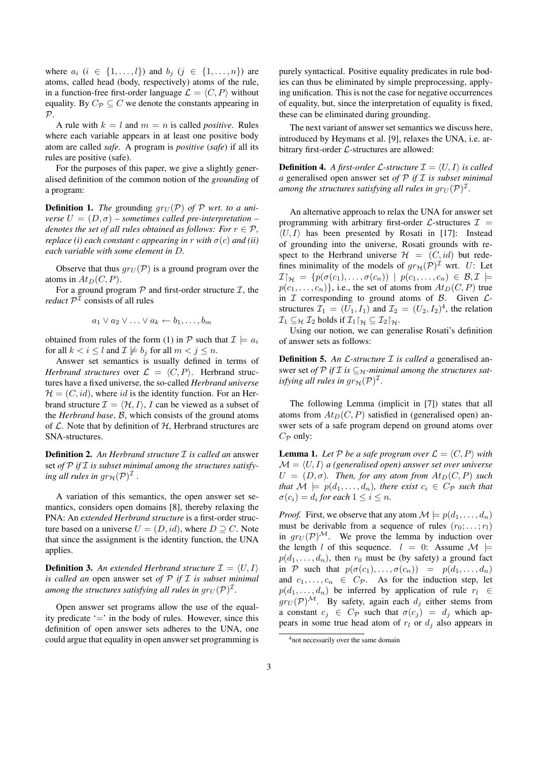where $a_i$ ($i \in \{1, \ldots, l\}$) and $b_j$ ($j \in \{1, \ldots, n\}$) are atoms, called head (body, respectively) atoms of the rule, in a function-free first-order language $\mathcal{L} = \langle C, P \rangle$ without equality. By $C_\mathcal{P} \subseteq C$ we denote the constants appearing in $\mathcal{P}$.

A rule with $k = l$ and $m = n$ is called *positive*. Rules where each variable appears in at least one positive body atom are called *safe*. A program is *positive* (*safe*) if all its rules are positive (safe).

For the purposes of this paper, we give a slightly generalised definition of the common notion of the *grounding* of a program:

**Definition 1.** *The* grounding $gr_U(\mathcal{P})$ *of* $\mathcal{P}$ *wrt. to a universe* $U = (D, \sigma)$ *– sometimes called pre-interpretation – denotes the set of all rules obtained as follows: For* $r \in \mathcal{P}$*, replace (i) each constant* $c$ *appearing in* $r$ *with* $\sigma(c)$ *and (ii) each variable with some element in* $D$.

Observe that thus $gr_U(\mathcal{P})$ is a ground program over the atoms in $At_D(C, P)$.

For a ground program $\mathcal{P}$ and first-order structure $\mathcal{I}$, the *reduct* $\mathcal{P}^\mathcal{I}$ consists of all rules

$$a_1 \vee a_2 \vee \ldots \vee a_k \leftarrow b_1, \ldots, b_m$$

obtained from rules of the form (1) in $\mathcal{P}$ such that $\mathcal{I} \models a_i$ for all $k < i \leq l$ and $\mathcal{I} \not\models b_j$ for all $m < j \leq n$.

Answer set semantics is usually defined in terms of *Herbrand structures* over $\mathcal{L} = \langle C, P \rangle$. Herbrand structures have a fixed universe, the so-called *Herbrand universe* $\mathcal{H} = (C, id)$, where $id$ is the identity function. For an Herbrand structure $\mathcal{I} = \langle \mathcal{H}, I \rangle$, $I$ can be viewed as a subset of the *Herbrand base*, $\mathcal{B}$, which consists of the ground atoms of $\mathcal{L}$. Note that by definition of $\mathcal{H}$, Herbrand structures are SNA-structures.

**Definition 2.** *An Herbrand structure* $\mathcal{I}$ *is called an* answer set *of* $\mathcal{P}$ *if* $\mathcal{I}$ *is subset minimal among the structures satisfying all rules in* $gr_\mathcal{H}(\mathcal{P})^\mathcal{I}$.

A variation of this semantics, the open answer set semantics, considers open domains [8], thereby relaxing the PNA: An *extended Herbrand structure* is a first-order structure based on a universe $U = (D, id)$, where $D \supseteq C$. Note that since the assignment is the identity function, the UNA applies.

**Definition 3.** *An extended Herbrand structure* $\mathcal{I} = \langle U, I \rangle$ *is called an* open answer set *of* $\mathcal{P}$ *if* $\mathcal{I}$ *is subset minimal among the structures satisfying all rules in* $gr_U(\mathcal{P})^\mathcal{I}$.

Open answer set programs allow the use of the equality predicate '$=$' in the body of rules. However, since this definition of open answer sets adheres to the UNA, one could argue that equality in open answer set programming is purely syntactical. Positive equality predicates in rule bodies can thus be eliminated by simple preprocessing, applying unification. This is not the case for negative occurrences of equality, but, since the interpretation of equality is fixed, these can be eliminated during grounding.

The next variant of answer set semantics we discuss here, introduced by Heymans et al. [9], relaxes the UNA, i.e. arbitrary first-order $\mathcal{L}$-structures are allowed:

**Definition 4.** *A first-order* $\mathcal{L}$*-structure* $\mathcal{I} = \langle U, I \rangle$ *is called a* generalised open answer set *of* $\mathcal{P}$ *if* $\mathcal{I}$ *is subset minimal among the structures satisfying all rules in* $gr_U(\mathcal{P})^\mathcal{I}$.

An alternative approach to relax the UNA for answer set programming with arbitrary first-order $\mathcal{L}$-structures $\mathcal{I} = \langle U, I \rangle$ has been presented by Rosati in [17]: Instead of grounding into the universe, Rosati grounds with respect to the Herbrand universe $\mathcal{H} = (C, id)$ but redefines minimality of the models of $gr_\mathcal{H}(\mathcal{P})^\mathcal{I}$ wrt. $U$: Let $\mathcal{I}\!\restriction_\mathcal{H} = \{p(\sigma(c_1), \ldots, \sigma(c_n)) \mid p(c_1, \ldots, c_n) \in \mathcal{B}, \mathcal{I} \models p(c_1, \ldots, c_n)\}$, i.e., the set of atoms from $At_D(C, P)$ true in $\mathcal{I}$ corresponding to ground atoms of $\mathcal{B}$. Given $\mathcal{L}$-structures $\mathcal{I}_1 = (U_1, I_1)$ and $\mathcal{I}_2 = (U_2, I_2)$[4], the relation $\mathcal{I}_1 \subseteq_\mathcal{H} \mathcal{I}_2$ holds if $\mathcal{I}_1\!\restriction_\mathcal{H} \subseteq \mathcal{I}_2\!\restriction_\mathcal{H}$.

Using our notion, we can generalise Rosati's definition of answer sets as follows:

**Definition 5.** *An* $\mathcal{L}$*-structure* $\mathcal{I}$ *is called a* generalised answer set *of* $\mathcal{P}$ *if* $\mathcal{I}$ *is* $\subseteq_\mathcal{H}$*-minimal among the structures satisfying all rules in* $gr_\mathcal{H}(\mathcal{P})^\mathcal{I}$.

The following Lemma (implicit in [7]) states that all atoms from $At_D(C, P)$ satisfied in (generalised open) answer sets of a safe program depend on ground atoms over $C_\mathcal{P}$ only:

**Lemma 1.** *Let* $\mathcal{P}$ *be a safe program over* $\mathcal{L} = \langle C, P \rangle$ *with* $\mathcal{M} = \langle U, I \rangle$ *a (generalised open) answer set over universe* $U = (D, \sigma)$*. Then, for any atom from* $At_D(C, P)$ *such that* $\mathcal{M} \models p(d_1, \ldots, d_n)$*, there exist* $c_i \in C_\mathcal{P}$ *such that* $\sigma(c_i) = d_i$ *for each* $1 \leq i \leq n$.

*Proof.* First, we observe that any atom $\mathcal{M} \models p(d_1, \ldots, d_n)$ must be derivable from a sequence of rules $(r_0; \ldots; r_l)$ in $gr_U(\mathcal{P})^\mathcal{M}$. We prove the lemma by induction over the length $l$ of this sequence. $l = 0$: Assume $\mathcal{M} \models p(d_1, \ldots, d_n)$, then $r_0$ must be (by safety) a ground fact in $\mathcal{P}$ such that $p(\sigma(c_1), \ldots, \sigma(c_n)) = p(d_1, \ldots, d_n)$ and $c_1, \ldots, c_n \in C_\mathcal{P}$. As for the induction step, let $p(d_1, \ldots, d_n)$ be inferred by application of rule $r_l \in gr_U(\mathcal{P})^\mathcal{M}$. By safety, again each $d_j$ either stems from a constant $c_j \in C_\mathcal{P}$ such that $\sigma(c_j) = d_j$ which appears in some true head atom of $r_l$ or $d_j$ also appears in

[4] not necessarily over the same domain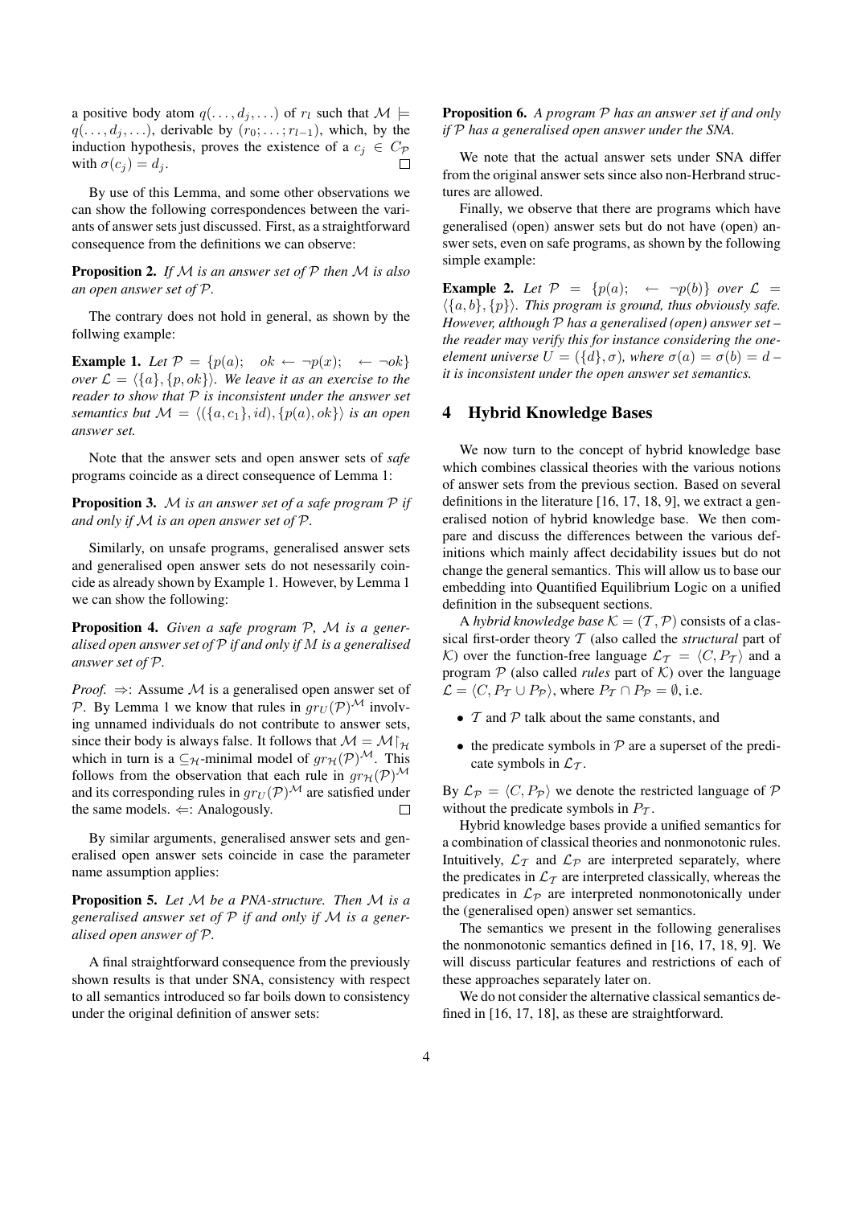a positive body atom $q(\ldots, d_j, \ldots)$ of $r_l$ such that $\mathcal{M} \models q(\ldots, d_j, \ldots)$, derivable by $(r_0; \ldots; r_{l-1})$, which, by the induction hypothesis, proves the existence of a $c_j \in C_\mathcal{P}$ with $\sigma(c_j) = d_j$. □

By use of this Lemma, and some other observations we can show the following correspondences between the variants of answer sets just discussed. First, as a straightforward consequence from the definitions we can observe:

**Proposition 2.** *If $\mathcal{M}$ is an answer set of $\mathcal{P}$ then $\mathcal{M}$ is also an open answer set of $\mathcal{P}$.*

The contrary does not hold in general, as shown by the follwing example:

**Example 1.** *Let $\mathcal{P} = \{p(a); \quad ok \leftarrow \neg p(x); \quad \leftarrow \neg ok\}$ over $\mathcal{L} = \langle \{a\}, \{p, ok\} \rangle$. We leave it as an exercise to the reader to show that $\mathcal{P}$ is inconsistent under the answer set semantics but $\mathcal{M} = \langle (\{a, c_1\}, id), \{p(a), ok\} \rangle$ is an open answer set.*

Note that the answer sets and open answer sets of *safe* programs coincide as a direct consequence of Lemma 1:

**Proposition 3.** *$\mathcal{M}$ is an answer set of a safe program $\mathcal{P}$ if and only if $\mathcal{M}$ is an open answer set of $\mathcal{P}$.*

Similarly, on unsafe programs, generalised answer sets and generalised open answer sets do not nesessarily coincide as already shown by Example 1. However, by Lemma 1 we can show the following:

**Proposition 4.** *Given a safe program $\mathcal{P}$, $\mathcal{M}$ is a generalised open answer set of $\mathcal{P}$ if and only if $M$ is a generalised answer set of $\mathcal{P}$.*

*Proof.* $\Rightarrow$: Assume $\mathcal{M}$ is a generalised open answer set of $\mathcal{P}$. By Lemma 1 we know that rules in $gr_U(\mathcal{P})^\mathcal{M}$ involving unnamed individuals do not contribute to answer sets, since their body is always false. It follows that $\mathcal{M} = \mathcal{M}|_\mathcal{H}$ which in turn is a $\subseteq_\mathcal{H}$-minimal model of $gr_\mathcal{H}(\mathcal{P})^\mathcal{M}$. This follows from the observation that each rule in $gr_\mathcal{H}(\mathcal{P})^\mathcal{M}$ and its corresponding rules in $gr_U(\mathcal{P})^\mathcal{M}$ are satisfied under the same models. $\Leftarrow$: Analogously. □

By similar arguments, generalised answer sets and generalised open answer sets coincide in case the parameter name assumption applies:

**Proposition 5.** *Let $\mathcal{M}$ be a PNA-structure. Then $\mathcal{M}$ is a generalised answer set of $\mathcal{P}$ if and only if $\mathcal{M}$ is a generalised open answer of $\mathcal{P}$.*

A final straightforward consequence from the previously shown results is that under SNA, consistency with respect to all semantics introduced so far boils down to consistency under the original definition of answer sets:

**Proposition 6.** *A program $\mathcal{P}$ has an answer set if and only if $\mathcal{P}$ has a generalised open answer under the SNA.*

We note that the actual answer sets under SNA differ from the original answer sets since also non-Herbrand structures are allowed.

Finally, we observe that there are programs which have generalised (open) answer sets but do not have (open) answer sets, even on safe programs, as shown by the following simple example:

**Example 2.** *Let $\mathcal{P} = \{p(a); \quad \leftarrow \neg p(b)\}$ over $\mathcal{L} = \langle \{a, b\}, \{p\} \rangle$. This program is ground, thus obviously safe. However, although $\mathcal{P}$ has a generalised (open) answer set – the reader may verify this for instance considering the one-element universe $U = (\{d\}, \sigma)$, where $\sigma(a) = \sigma(b) = d$ – it is inconsistent under the open answer set semantics.*

## 4 Hybrid Knowledge Bases

We now turn to the concept of hybrid knowledge base which combines classical theories with the various notions of answer sets from the previous section. Based on several definitions in the literature [16, 17, 18, 9], we extract a generalised notion of hybrid knowledge base. We then compare and discuss the differences between the various definitions which mainly affect decidability issues but do not change the general semantics. This will allow us to base our embedding into Quantified Equilibrium Logic on a unified definition in the subsequent sections.

A *hybrid knowledge base* $\mathcal{K} = (\mathcal{T}, \mathcal{P})$ consists of a classical first-order theory $\mathcal{T}$ (also called the *structural* part of $\mathcal{K}$) over the function-free language $\mathcal{L}_\mathcal{T} = \langle C, P_\mathcal{T} \rangle$ and a program $\mathcal{P}$ (also called *rules* part of $\mathcal{K}$) over the language $\mathcal{L} = \langle C, P_\mathcal{T} \cup P_\mathcal{P} \rangle$, where $P_\mathcal{T} \cap P_\mathcal{P} = \emptyset$, i.e.

- $\mathcal{T}$ and $\mathcal{P}$ talk about the same constants, and
- the predicate symbols in $\mathcal{P}$ are a superset of the predicate symbols in $\mathcal{L}_\mathcal{T}$.

By $\mathcal{L}_\mathcal{P} = \langle C, P_\mathcal{P} \rangle$ we denote the restricted language of $\mathcal{P}$ without the predicate symbols in $P_\mathcal{T}$.

Hybrid knowledge bases provide a unified semantics for a combination of classical theories and nonmonotonic rules. Intuitively, $\mathcal{L}_\mathcal{T}$ and $\mathcal{L}_\mathcal{P}$ are interpreted separately, where the predicates in $\mathcal{L}_\mathcal{T}$ are interpreted classically, whereas the predicates in $\mathcal{L}_\mathcal{P}$ are interpreted nonmonotonically under the (generalised open) answer set semantics.

The semantics we present in the following generalises the nonmonotonic semantics defined in [16, 17, 18, 9]. We will discuss particular features and restrictions of each of these approaches separately later on.

We do not consider the alternative classical semantics defined in [16, 17, 18], as these are straightforward.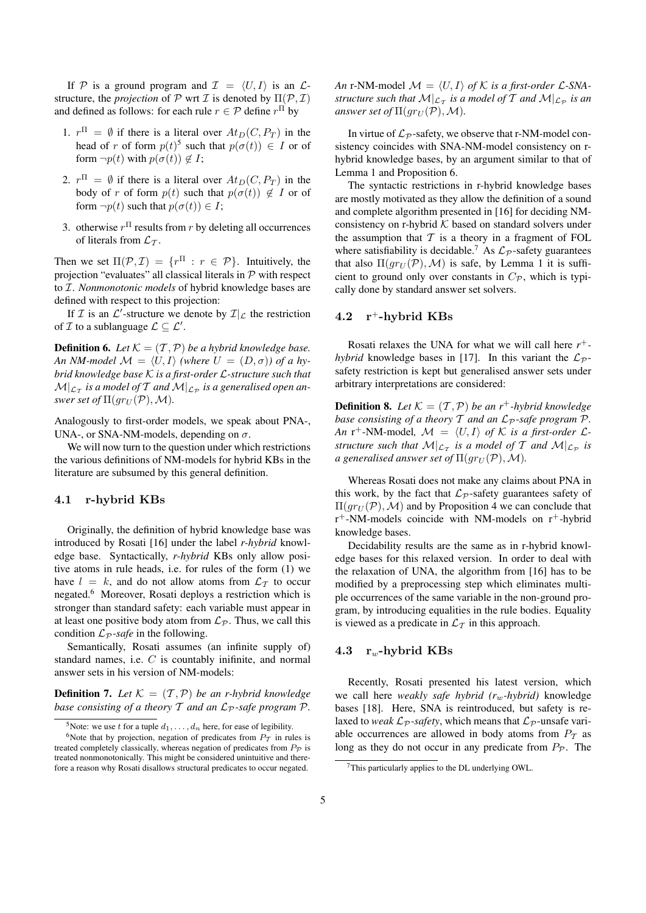If $\mathcal{P}$ is a ground program and $\mathcal{I} = \langle U, I \rangle$ is an $\mathcal{L}$-structure, the *projection* of $\mathcal{P}$ wrt $\mathcal{I}$ is denoted by $\Pi(\mathcal{P}, \mathcal{I})$ and defined as follows: for each rule $r \in \mathcal{P}$ define $r^{\Pi}$ by

1. $r^{\Pi} = \emptyset$ if there is a literal over $At_D(C, P_T)$ in the head of $r$ of form $p(t)$[5] such that $p(\sigma(t)) \in I$ or of form $\neg p(t)$ with $p(\sigma(t)) \notin I$;
2. $r^{\Pi} = \emptyset$ if there is a literal over $At_D(C, P_T)$ in the body of $r$ of form $p(t)$ such that $p(\sigma(t)) \notin I$ or of form $\neg p(t)$ such that $p(\sigma(t)) \in I$;
3. otherwise $r^{\Pi}$ results from $r$ by deleting all occurrences of literals from $\mathcal{L}_{\mathcal{T}}$.

Then we set $\Pi(\mathcal{P}, \mathcal{I}) = \{r^{\Pi} : r \in \mathcal{P}\}$. Intuitively, the projection "evaluates" all classical literals in $\mathcal{P}$ with respect to $\mathcal{I}$. *Nonmonotonic models* of hybrid knowledge bases are defined with respect to this projection:

If $\mathcal{I}$ is an $\mathcal{L}'$-structure we denote by $\mathcal{I}|_{\mathcal{L}}$ the restriction of $\mathcal{I}$ to a sublanguage $\mathcal{L} \subseteq \mathcal{L}'$.

**Definition 6.** *Let $\mathcal{K} = (\mathcal{T}, \mathcal{P})$ be a hybrid knowledge base. An NM-model $\mathcal{M} = \langle U, I \rangle$ (where $U = (D, \sigma)$) of a hybrid knowledge base $\mathcal{K}$ is a first-order $\mathcal{L}$-structure such that $\mathcal{M}|_{\mathcal{L}_{\mathcal{T}}}$ is a model of $\mathcal{T}$ and $\mathcal{M}|_{\mathcal{L}_{\mathcal{P}}}$ is a generalised open answer set of $\Pi(gr_U(\mathcal{P}), \mathcal{M})$.*

Analogously to first-order models, we speak about PNA-, UNA-, or SNA-NM-models, depending on $\sigma$.

We will now turn to the question under which restrictions the various definitions of NM-models for hybrid KBs in the literature are subsumed by this general definition.

## 4.1 r-hybrid KBs

Originally, the definition of hybrid knowledge base was introduced by Rosati [16] under the label *r-hybrid* knowledge base. Syntactically, *r-hybrid* KBs only allow positive atoms in rule heads, i.e. for rules of the form (1) we have $l = k$, and do not allow atoms from $\mathcal{L}_{\mathcal{T}}$ to occur negated.[6] Moreover, Rosati deploys a restriction which is stronger than standard safety: each variable must appear in at least one positive body atom from $\mathcal{L}_{\mathcal{P}}$. Thus, we call this condition $\mathcal{L}_{\mathcal{P}}$*-safe* in the following.

Semantically, Rosati assumes (an infinite supply of) standard names, i.e. $C$ is countably inifinite, and normal answer sets in his version of NM-models:

**Definition 7.** *Let $\mathcal{K} = (\mathcal{T}, \mathcal{P})$ be an r-hybrid knowledge base consisting of a theory $\mathcal{T}$ and an $\mathcal{L}_{\mathcal{P}}$-safe program $\mathcal{P}$. An* r-NM-model *$\mathcal{M} = \langle U, I \rangle$ of $\mathcal{K}$ is a first-order $\mathcal{L}$-SNA-structure such that $\mathcal{M}|_{\mathcal{L}_{\mathcal{T}}}$ is a model of $\mathcal{T}$ and $\mathcal{M}|_{\mathcal{L}_{\mathcal{P}}}$ is an answer set of $\Pi(gr_U(\mathcal{P}), \mathcal{M})$.*

In virtue of $\mathcal{L}_{\mathcal{P}}$-safety, we observe that r-NM-model consistency coincides with SNA-NM-model consistency on r-hybrid knowledge bases, by an argument similar to that of Lemma 1 and Proposition 6.

The syntactic restrictions in r-hybrid knowledge bases are mostly motivated as they allow the definition of a sound and complete algorithm presented in [16] for deciding NM-consistency on r-hybrid $\mathcal{K}$ based on standard solvers under the assumption that $\mathcal{T}$ is a theory in a fragment of FOL where satisfiability is decidable.[7] As $\mathcal{L}_{\mathcal{P}}$-safety guarantees that also $\Pi(gr_U(\mathcal{P}), \mathcal{M})$ is safe, by Lemma 1 it is sufficient to ground only over constants in $C_{\mathcal{P}}$, which is typically done by standard answer set solvers.

## 4.2 r$^+$-hybrid KBs

Rosati relaxes the UNA for what we will call here *r$^+$-hybrid* knowledge bases in [17]. In this variant the $\mathcal{L}_{\mathcal{P}}$-safety restriction is kept but generalised answer sets under arbitrary interpretations are considered:

**Definition 8.** *Let $\mathcal{K} = (\mathcal{T}, \mathcal{P})$ be an r$^+$-hybrid knowledge base consisting of a theory $\mathcal{T}$ and an $\mathcal{L}_{\mathcal{P}}$-safe program $\mathcal{P}$. An* r$^+$-NM-model*, $\mathcal{M} = \langle U, I \rangle$ of $\mathcal{K}$ is a first-order $\mathcal{L}$-structure such that $\mathcal{M}|_{\mathcal{L}_{\mathcal{T}}}$ is a model of $\mathcal{T}$ and $\mathcal{M}|_{\mathcal{L}_{\mathcal{P}}}$ is a generalised answer set of $\Pi(gr_U(\mathcal{P}), \mathcal{M})$.*

Whereas Rosati does not make any claims about PNA in this work, by the fact that $\mathcal{L}_{\mathcal{P}}$-safety guarantees safety of $\Pi(gr_U(\mathcal{P}), \mathcal{M})$ and by Proposition 4 we can conclude that r$^+$-NM-models coincide with NM-models on r$^+$-hybrid knowledge bases.

Decidability results are the same as in r-hybrid knowledge bases for this relaxed version. In order to deal with the relaxation of UNA, the algorithm from [16] has to be modified by a preprocessing step which eliminates multiple occurrences of the same variable in the non-ground program, by introducing equalities in the rule bodies. Equality is viewed as a predicate in $\mathcal{L}_{\mathcal{T}}$ in this approach.

## 4.3 r$_w$-hybrid KBs

Recently, Rosati presented his latest version, which we call here *weakly safe hybrid (r$_w$-hybrid)* knowledge bases [18]. Here, SNA is reintroduced, but safety is relaxed to *weak $\mathcal{L}_{\mathcal{P}}$-safety*, which means that $\mathcal{L}_{\mathcal{P}}$-unsafe variable occurrences are allowed in body atoms from $P_{\mathcal{T}}$ as long as they do not occur in any predicate from $P_{\mathcal{P}}$. The

[5] Note: we use $t$ for a tuple $d_1, \ldots, d_n$ here, for ease of legibility.

[6] Note that by projection, negation of predicates from $P_{\mathcal{T}}$ in rules is treated completely classically, whereas negation of predicates from $P_{\mathcal{P}}$ is treated nonmonotonically. This might be considered unintuitive and therefore a reason why Rosati disallows structural predicates to occur negated.

[7] This particularly applies to the DL underlying OWL.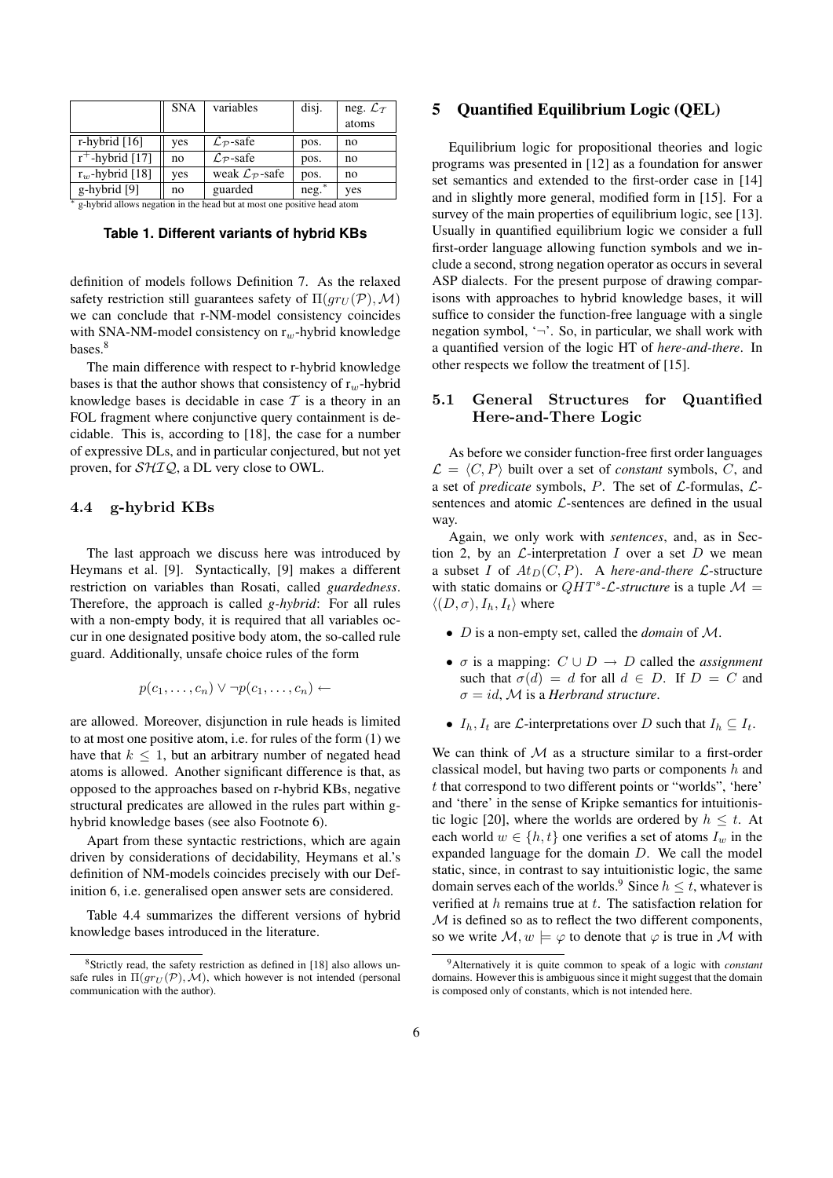|  | SNA | variables | disj. | neg. $\mathcal{L}_\mathcal{T}$ atoms |
|---|---|---|---|---|
| r-hybrid [16] | yes | $\mathcal{L}_\mathcal{P}$-safe | pos. | no |
| $\text{r}^+$-hybrid [17] | no | $\mathcal{L}_\mathcal{P}$-safe | pos. | no |
| $\text{r}_w$-hybrid [18] | yes | weak $\mathcal{L}_\mathcal{P}$-safe | pos. | no |
| g-hybrid [9] | no | guarded | neg.* | yes |

* g-hybrid allows negation in the head but at most one positive head atom

**Table 1. Different variants of hybrid KBs**

definition of models follows Definition 7. As the relaxed safety restriction still guarantees safety of $\Pi(gr_U(\mathcal{P}), \mathcal{M})$ we can conclude that r-NM-model consistency coincides with SNA-NM-model consistency on $\text{r}_w$-hybrid knowledge bases.[8]

The main difference with respect to r-hybrid knowledge bases is that the author shows that consistency of $\text{r}_w$-hybrid knowledge bases is decidable in case $\mathcal{T}$ is a theory in an FOL fragment where conjunctive query containment is decidable. This is, according to [18], the case for a number of expressive DLs, and in particular conjectured, but not yet proven, for $\mathcal{SHIQ}$, a DL very close to OWL.

### 4.4 g-hybrid KBs

The last approach we discuss here was introduced by Heymans et al. [9]. Syntactically, [9] makes a different restriction on variables than Rosati, called *guardedness*. Therefore, the approach is called *g-hybrid*: For all rules with a non-empty body, it is required that all variables occur in one designated positive body atom, the so-called rule guard. Additionally, unsafe choice rules of the form

$$p(c_1, \ldots, c_n) \vee \neg p(c_1, \ldots, c_n) \leftarrow$$

are allowed. Moreover, disjunction in rule heads is limited to at most one positive atom, i.e. for rules of the form (1) we have that $k \leq 1$, but an arbitrary number of negated head atoms is allowed. Another significant difference is that, as opposed to the approaches based on r-hybrid KBs, negative structural predicates are allowed in the rules part within g-hybrid knowledge bases (see also Footnote 6).

Apart from these syntactic restrictions, which are again driven by considerations of decidability, Heymans et al.'s definition of NM-models coincides precisely with our Definition 6, i.e. generalised open answer sets are considered.

Table 4.4 summarizes the different versions of hybrid knowledge bases introduced in the literature.

[8] Strictly read, the safety restriction as defined in [18] also allows unsafe rules in $\Pi(gr_U(\mathcal{P}), \mathcal{M})$, which however is not intended (personal communication with the author).

## 5 Quantified Equilibrium Logic (QEL)

Equilibrium logic for propositional theories and logic programs was presented in [12] as a foundation for answer set semantics and extended to the first-order case in [14] and in slightly more general, modified form in [15]. For a survey of the main properties of equilibrium logic, see [13]. Usually in quantified equilibrium logic we consider a full first-order language allowing function symbols and we include a second, strong negation operator as occurs in several ASP dialects. For the present purpose of drawing comparisons with approaches to hybrid knowledge bases, it will suffice to consider the function-free language with a single negation symbol, '$\neg$'. So, in particular, we shall work with a quantified version of the logic HT of *here-and-there*. In other respects we follow the treatment of [15].

### 5.1 General Structures for Quantified Here-and-There Logic

As before we consider function-free first order languages $\mathcal{L} = \langle C, P \rangle$ built over a set of *constant* symbols, $C$, and a set of *predicate* symbols, $P$. The set of $\mathcal{L}$-formulas, $\mathcal{L}$-sentences and atomic $\mathcal{L}$-sentences are defined in the usual way.

Again, we only work with *sentences*, and, as in Section 2, by an $\mathcal{L}$-interpretation $I$ over a set $D$ we mean a subset $I$ of $At_D(C, P)$. A *here-and-there* $\mathcal{L}$-structure with static domains or $QHT^s$*-$\mathcal{L}$-structure* is a tuple $\mathcal{M} = \langle (D, \sigma), I_h, I_t \rangle$ where

- $D$ is a non-empty set, called the *domain* of $\mathcal{M}$.
- $\sigma$ is a mapping: $C \cup D \to D$ called the *assignment* such that $\sigma(d) = d$ for all $d \in D$. If $D = C$ and $\sigma = id$, $\mathcal{M}$ is a *Herbrand structure*.
- $I_h, I_t$ are $\mathcal{L}$-interpretations over $D$ such that $I_h \subseteq I_t$.

We can think of $\mathcal{M}$ as a structure similar to a first-order classical model, but having two parts or components $h$ and $t$ that correspond to two different points or "worlds", 'here' and 'there' in the sense of Kripke semantics for intuitionistic logic [20], where the worlds are ordered by $h \leq t$. At each world $w \in \{h, t\}$ one verifies a set of atoms $I_w$ in the expanded language for the domain $D$. We call the model static, since, in contrast to say intuitionistic logic, the same domain serves each of the worlds.[9] Since $h \leq t$, whatever is verified at $h$ remains true at $t$. The satisfaction relation for $\mathcal{M}$ is defined so as to reflect the two different components, so we write $\mathcal{M}, w \models \varphi$ to denote that $\varphi$ is true in $\mathcal{M}$ with

[9] Alternatively it is quite common to speak of a logic with *constant* domains. However this is ambiguous since it might suggest that the domain is composed only of constants, which is not intended here.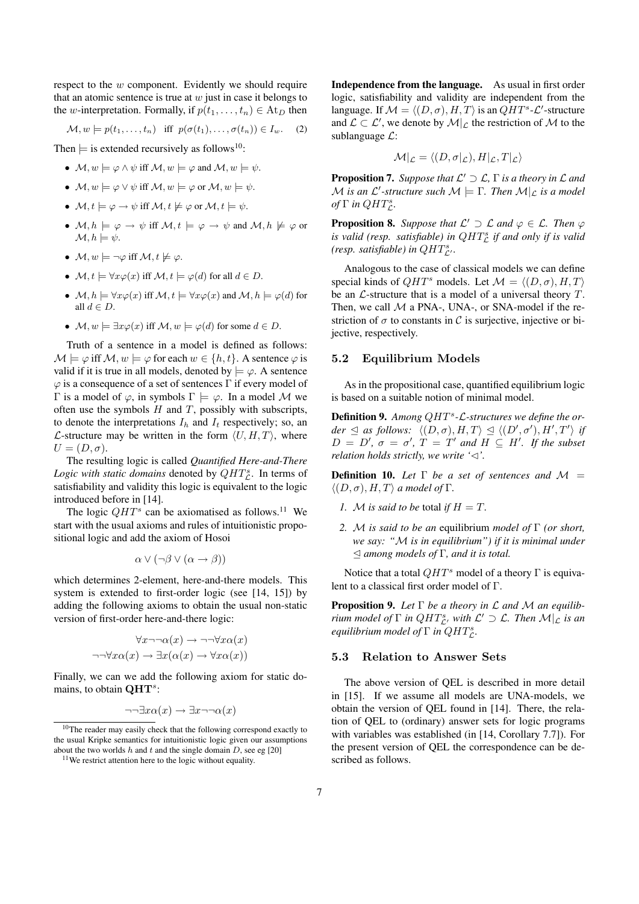respect to the $w$ component. Evidently we should require that an atomic sentence is true at $w$ just in case it belongs to the $w$-interpretation. Formally, if $p(t_1, \ldots, t_n) \in \mathrm{At}_D$ then

$$\mathcal{M}, w \models p(t_1, \ldots, t_n) \quad \text{iff} \quad p(\sigma(t_1), \ldots, \sigma(t_n)) \in I_w. \tag{2}$$

Then $\models$ is extended recursively as follows[10]:

- $\mathcal{M}, w \models \varphi \wedge \psi$ iff $\mathcal{M}, w \models \varphi$ and $\mathcal{M}, w \models \psi$.
- $\mathcal{M}, w \models \varphi \vee \psi$ iff $\mathcal{M}, w \models \varphi$ or $\mathcal{M}, w \models \psi$.
- $\mathcal{M}, t \models \varphi \rightarrow \psi$ iff $\mathcal{M}, t \not\models \varphi$ or $\mathcal{M}, t \models \psi$.
- $\mathcal{M}, h \models \varphi \rightarrow \psi$ iff $\mathcal{M}, t \models \varphi \rightarrow \psi$ and $\mathcal{M}, h \not\models \varphi$ or $\mathcal{M}, h \models \psi$.
- $\mathcal{M}, w \models \neg\varphi$ iff $\mathcal{M}, t \not\models \varphi$.
- $\mathcal{M}, t \models \forall x \varphi(x)$ iff $\mathcal{M}, t \models \varphi(d)$ for all $d \in D$.
- $\mathcal{M}, h \models \forall x \varphi(x)$ iff $\mathcal{M}, t \models \forall x \varphi(x)$ and $\mathcal{M}, h \models \varphi(d)$ for all $d \in D$.
- $\mathcal{M}, w \models \exists x \varphi(x)$ iff $\mathcal{M}, w \models \varphi(d)$ for some $d \in D$.

Truth of a sentence in a model is defined as follows: $\mathcal{M} \models \varphi$ iff $\mathcal{M}, w \models \varphi$ for each $w \in \{h, t\}$. A sentence $\varphi$ is valid if it is true in all models, denoted by $\models \varphi$. A sentence $\varphi$ is a consequence of a set of sentences $\Gamma$ if every model of $\Gamma$ is a model of $\varphi$, in symbols $\Gamma \models \varphi$. In a model $\mathcal{M}$ we often use the symbols $H$ and $T$, possibly with subscripts, to denote the interpretations $I_h$ and $I_t$ respectively; so, an $\mathcal{L}$-structure may be written in the form $\langle U, H, T \rangle$, where $U = (D, \sigma)$.

The resulting logic is called *Quantified Here-and-There Logic with static domains* denoted by $QHT^s_{\mathcal{L}}$. In terms of satisfiability and validity this logic is equivalent to the logic introduced before in [14].

The logic $QHT^s$ can be axiomatised as follows.[11] We start with the usual axioms and rules of intuitionistic propositional logic and add the axiom of Hosoi

$$\alpha \vee (\neg\beta \vee (\alpha \rightarrow \beta))$$

which determines 2-element, here-and-there models. This system is extended to first-order logic (see [14, 15]) by adding the following axioms to obtain the usual non-static version of first-order here-and-there logic:

$$\forall x \neg\neg\alpha(x) \rightarrow \neg\neg\forall x \alpha(x)$$
$$\neg\neg\forall x \alpha(x) \rightarrow \exists x(\alpha(x) \rightarrow \forall x \alpha(x))$$

Finally, we can we add the following axiom for static domains, to obtain $\mathbf{QHT}^s$:

$$\neg\neg\exists x \alpha(x) \rightarrow \exists x \neg\neg\alpha(x)$$

**Independence from the language.** As usual in first order logic, satisfiability and validity are independent from the language. If $\mathcal{M} = \langle (D, \sigma), H, T \rangle$ is an $QHT^s$-$\mathcal{L}'$-structure and $\mathcal{L} \subset \mathcal{L}'$, we denote by $\mathcal{M}|_{\mathcal{L}}$ the restriction of $\mathcal{M}$ to the sublanguage $\mathcal{L}$:

$$\mathcal{M}|_{\mathcal{L}} = \langle (D, \sigma|_{\mathcal{L}}), H|_{\mathcal{L}}, T|_{\mathcal{L}} \rangle$$

**Proposition 7.** *Suppose that $\mathcal{L}' \supset \mathcal{L}$, $\Gamma$ is a theory in $\mathcal{L}$ and $\mathcal{M}$ is an $\mathcal{L}'$-structure such $\mathcal{M} \models \Gamma$. Then $\mathcal{M}|_{\mathcal{L}}$ is a model of $\Gamma$ in $QHT^s_{\mathcal{L}}$.*

**Proposition 8.** *Suppose that $\mathcal{L}' \supset \mathcal{L}$ and $\varphi \in \mathcal{L}$. Then $\varphi$ is valid (resp. satisfiable) in $QHT^s_{\mathcal{L}}$ if and only if is valid (resp. satisfiable) in $QHT^s_{\mathcal{L}'}$.*

Analogous to the case of classical models we can define special kinds of $QHT^s$ models. Let $\mathcal{M} = \langle (D, \sigma), H, T \rangle$ be an $\mathcal{L}$-structure that is a model of a universal theory $T$. Then, we call $\mathcal{M}$ a PNA-, UNA-, or SNA-model if the restriction of $\sigma$ to constants in $\mathcal{C}$ is surjective, injective or bijective, respectively.

### 5.2 Equilibrium Models

As in the propositional case, quantified equilibrium logic is based on a suitable notion of minimal model.

**Definition 9.** *Among $QHT^s$-$\mathcal{L}$-structures we define the order $\trianglelefteq$ as follows: $\langle (D, \sigma), H, T \rangle \trianglelefteq \langle (D', \sigma'), H', T' \rangle$ if $D = D'$, $\sigma = \sigma'$, $T = T'$ and $H \subseteq H'$. If the subset relation holds strictly, we write '$\triangleleft$'.*

**Definition 10.** *Let $\Gamma$ be a set of sentences and $\mathcal{M} = \langle (D, \sigma), H, T \rangle$ a model of $\Gamma$.*

1. *$\mathcal{M}$ is said to be* total *if $H = T$.*
2. *$\mathcal{M}$ is said to be an* equilibrium *model of $\Gamma$ (or short, we say: "$\mathcal{M}$ is in equilibrium") if it is minimal under $\trianglelefteq$ among models of $\Gamma$, and it is total.*

Notice that a total $QHT^s$ model of a theory $\Gamma$ is equivalent to a classical first order model of $\Gamma$.

**Proposition 9.** *Let $\Gamma$ be a theory in $\mathcal{L}$ and $\mathcal{M}$ an equilibrium model of $\Gamma$ in $QHT^s_{\mathcal{L}'}$, with $\mathcal{L}' \supset \mathcal{L}$. Then $\mathcal{M}|_{\mathcal{L}}$ is an equilibrium model of $\Gamma$ in $QHT^s_{\mathcal{L}}$.*

### 5.3 Relation to Answer Sets

The above version of QEL is described in more detail in [15]. If we assume all models are UNA-models, we obtain the version of QEL found in [14]. There, the relation of QEL to (ordinary) answer sets for logic programs with variables was established (in [14, Corollary 7.7]). For the present version of QEL the correspondence can be described as follows.

---

[10] The reader may easily check that the following correspond exactly to the usual Kripke semantics for intuitionistic logic given our assumptions about the two worlds $h$ and $t$ and the single domain $D$, see eg [20]

[11] We restrict attention here to the logic without equality.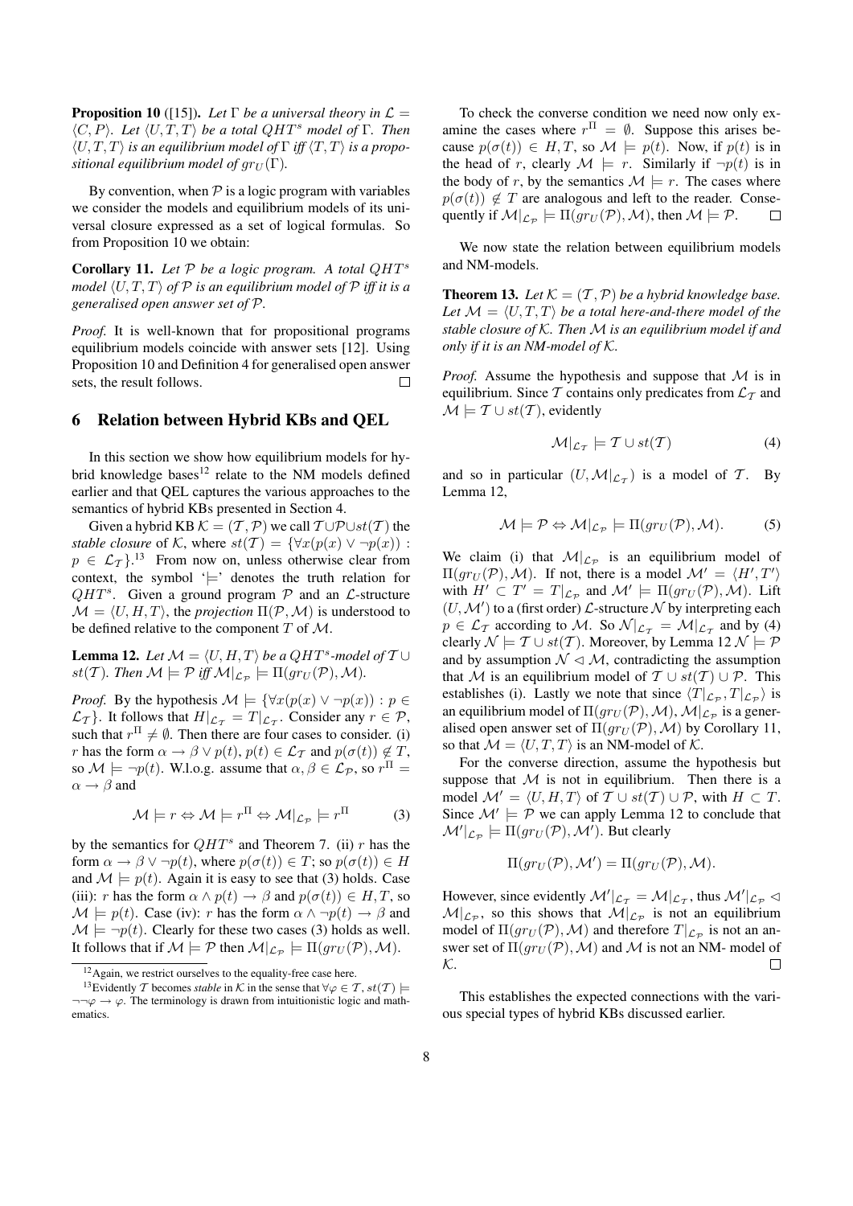**Proposition 10** ([15]). *Let $\Gamma$ be a universal theory in $\mathcal{L} = \langle C, P \rangle$. Let $\langle U, T, T \rangle$ be a total $QHT^s$ model of $\Gamma$. Then $\langle U, T, T \rangle$ is an equilibrium model of $\Gamma$ iff $\langle T, T \rangle$ is a propositional equilibrium model of $gr_U(\Gamma)$.*

By convention, when $\mathcal{P}$ is a logic program with variables we consider the models and equilibrium models of its universal closure expressed as a set of logical formulas. So from Proposition 10 we obtain:

**Corollary 11.** *Let $\mathcal{P}$ be a logic program. A total $QHT^s$ model $\langle U, T, T \rangle$ of $\mathcal{P}$ is an equilibrium model of $\mathcal{P}$ iff it is a generalised open answer set of $\mathcal{P}$.*

*Proof.* It is well-known that for propositional programs equilibrium models coincide with answer sets [12]. Using Proposition 10 and Definition 4 for generalised open answer sets, the result follows. $\square$

## 6 Relation between Hybrid KBs and QEL

In this section we show how equilibrium models for hybrid knowledge bases[12] relate to the NM models defined earlier and that QEL captures the various approaches to the semantics of hybrid KBs presented in Section 4.

Given a hybrid KB $\mathcal{K} = (\mathcal{T}, \mathcal{P})$ we call $\mathcal{T} \cup \mathcal{P} \cup st(\mathcal{T})$ the *stable closure* of $\mathcal{K}$, where $st(\mathcal{T}) = \{\forall x(p(x) \vee \neg p(x)) : p \in \mathcal{L}_\mathcal{T}\}$.[13] From now on, unless otherwise clear from context, the symbol '$\models$' denotes the truth relation for $QHT^s$. Given a ground program $\mathcal{P}$ and an $\mathcal{L}$-structure $\mathcal{M} = \langle U, H, T \rangle$, the *projection* $\Pi(\mathcal{P}, \mathcal{M})$ is understood to be defined relative to the component $T$ of $\mathcal{M}$.

**Lemma 12.** *Let $\mathcal{M} = \langle U, H, T \rangle$ be a $QHT^s$-model of $\mathcal{T} \cup st(\mathcal{T})$. Then $\mathcal{M} \models \mathcal{P}$ iff $\mathcal{M}|_{\mathcal{L}_\mathcal{P}} \models \Pi(gr_U(\mathcal{P}), \mathcal{M})$.*

*Proof.* By the hypothesis $\mathcal{M} \models \{\forall x(p(x) \vee \neg p(x)) : p \in \mathcal{L}_\mathcal{T}\}$. It follows that $H|_{\mathcal{L}_\mathcal{T}} = T|_{\mathcal{L}_\mathcal{T}}$. Consider any $r \in \mathcal{P}$, such that $r^\Pi \neq \emptyset$. Then there are four cases to consider. (i) $r$ has the form $\alpha \rightarrow \beta \vee p(t)$, $p(t) \in \mathcal{L}_\mathcal{T}$ and $p(\sigma(t)) \notin T$, so $\mathcal{M} \models \neg p(t)$. W.l.o.g. assume that $\alpha, \beta \in \mathcal{L}_\mathcal{P}$, so $r^\Pi = \alpha \rightarrow \beta$ and

$$\mathcal{M} \models r \Leftrightarrow \mathcal{M} \models r^\Pi \Leftrightarrow \mathcal{M}|_{\mathcal{L}_\mathcal{P}} \models r^\Pi \tag{3}$$

by the semantics for $QHT^s$ and Theorem 7. (ii) $r$ has the form $\alpha \rightarrow \beta \vee \neg p(t)$, where $p(\sigma(t)) \in T$; so $p(\sigma(t)) \in H$ and $\mathcal{M} \models p(t)$. Again it is easy to see that (3) holds. Case (iii): $r$ has the form $\alpha \wedge p(t) \rightarrow \beta$ and $p(\sigma(t)) \in H, T$, so $\mathcal{M} \models p(t)$. Case (iv): $r$ has the form $\alpha \wedge \neg p(t) \rightarrow \beta$ and $\mathcal{M} \models \neg p(t)$. Clearly for these two cases (3) holds as well. It follows that if $\mathcal{M} \models \mathcal{P}$ then $\mathcal{M}|_{\mathcal{L}_\mathcal{P}} \models \Pi(gr_U(\mathcal{P}), \mathcal{M})$.

To check the converse condition we need now only examine the cases where $r^\Pi = \emptyset$. Suppose this arises because $p(\sigma(t)) \in H, T$, so $\mathcal{M} \models p(t)$. Now, if $p(t)$ is in the head of $r$, clearly $\mathcal{M} \models r$. Similarly if $\neg p(t)$ is in the body of $r$, by the semantics $\mathcal{M} \models r$. The cases where $p(\sigma(t)) \notin T$ are analogous and left to the reader. Consequently if $\mathcal{M}|_{\mathcal{L}_\mathcal{P}} \models \Pi(gr_U(\mathcal{P}), \mathcal{M})$, then $\mathcal{M} \models \mathcal{P}$. $\square$

We now state the relation between equilibrium models and NM-models.

**Theorem 13.** *Let $\mathcal{K} = (\mathcal{T}, \mathcal{P})$ be a hybrid knowledge base. Let $\mathcal{M} = \langle U, T, T \rangle$ be a total here-and-there model of the stable closure of $\mathcal{K}$. Then $\mathcal{M}$ is an equilibrium model if and only if it is an NM-model of $\mathcal{K}$.*

*Proof.* Assume the hypothesis and suppose that $\mathcal{M}$ is in equilibrium. Since $\mathcal{T}$ contains only predicates from $\mathcal{L}_\mathcal{T}$ and $\mathcal{M} \models \mathcal{T} \cup st(\mathcal{T})$, evidently

$$\mathcal{M}|_{\mathcal{L}_\mathcal{T}} \models \mathcal{T} \cup st(\mathcal{T}) \tag{4}$$

and so in particular $(U, \mathcal{M}|_{\mathcal{L}_\mathcal{T}})$ is a model of $\mathcal{T}$. By Lemma 12,

$$\mathcal{M} \models \mathcal{P} \Leftrightarrow \mathcal{M}|_{\mathcal{L}_\mathcal{P}} \models \Pi(gr_U(\mathcal{P}), \mathcal{M}). \tag{5}$$

We claim (i) that $\mathcal{M}|_{\mathcal{L}_\mathcal{P}}$ is an equilibrium model of $\Pi(gr_U(\mathcal{P}), \mathcal{M})$. If not, there is a model $\mathcal{M}' = \langle H', T' \rangle$ with $H' \subset T' = T|_{\mathcal{L}_\mathcal{P}}$ and $\mathcal{M}' \models \Pi(gr_U(\mathcal{P}), \mathcal{M})$. Lift $(U, \mathcal{M}')$ to a (first order) $\mathcal{L}$-structure $\mathcal{N}$ by interpreting each $p \in \mathcal{L}_\mathcal{T}$ according to $\mathcal{M}$. So $\mathcal{N}|_{\mathcal{L}_\mathcal{T}} = \mathcal{M}|_{\mathcal{L}_\mathcal{T}}$ and by (4) clearly $\mathcal{N} \models \mathcal{T} \cup st(\mathcal{T})$. Moreover, by Lemma 12 $\mathcal{N} \models \mathcal{P}$ and by assumption $\mathcal{N} \lhd \mathcal{M}$, contradicting the assumption that $\mathcal{M}$ is an equilibrium model of $\mathcal{T} \cup st(\mathcal{T}) \cup \mathcal{P}$. This establishes (i). Lastly we note that since $\langle T|_{\mathcal{L}_\mathcal{P}}, T|_{\mathcal{L}_\mathcal{P}} \rangle$ is an equilibrium model of $\Pi(gr_U(\mathcal{P}), \mathcal{M})$, $\mathcal{M}|_{\mathcal{L}_\mathcal{P}}$ is a generalised open answer set of $\Pi(gr_U(\mathcal{P}), \mathcal{M})$ by Corollary 11, so that $\mathcal{M} = \langle U, T, T \rangle$ is an NM-model of $\mathcal{K}$.

For the converse direction, assume the hypothesis but suppose that $\mathcal{M}$ is not in equilibrium. Then there is a model $\mathcal{M}' = \langle U, H, T \rangle$ of $\mathcal{T} \cup st(\mathcal{T}) \cup \mathcal{P}$, with $H \subset T$. Since $\mathcal{M}' \models \mathcal{P}$ we can apply Lemma 12 to conclude that $\mathcal{M}'|_{\mathcal{L}_\mathcal{P}} \models \Pi(gr_U(\mathcal{P}), \mathcal{M}')$. But clearly

$$\Pi(gr_U(\mathcal{P}), \mathcal{M}') = \Pi(gr_U(\mathcal{P}), \mathcal{M}).$$

However, since evidently $\mathcal{M}'|_{\mathcal{L}_\mathcal{T}} = \mathcal{M}|_{\mathcal{L}_\mathcal{T}}$, thus $\mathcal{M}'|_{\mathcal{L}_\mathcal{P}} \lhd \mathcal{M}|_{\mathcal{L}_\mathcal{P}}$, so this shows that $\mathcal{M}|_{\mathcal{L}_\mathcal{P}}$ is not an equilibrium model of $\Pi(gr_U(\mathcal{P}), \mathcal{M})$ and therefore $T|_{\mathcal{L}_\mathcal{P}}$ is not an answer set of $\Pi(gr_U(\mathcal{P}), \mathcal{M})$ and $\mathcal{M}$ is not an NM- model of $\mathcal{K}$. $\square$

This establishes the expected connections with the various special types of hybrid KBs discussed earlier.

---

[12] Again, we restrict ourselves to the equality-free case here.

[13] Evidently $\mathcal{T}$ becomes *stable* in $\mathcal{K}$ in the sense that $\forall \varphi \in \mathcal{T}$, $st(\mathcal{T}) \models \neg\neg\varphi \rightarrow \varphi$. The terminology is drawn from intuitionistic logic and mathematics.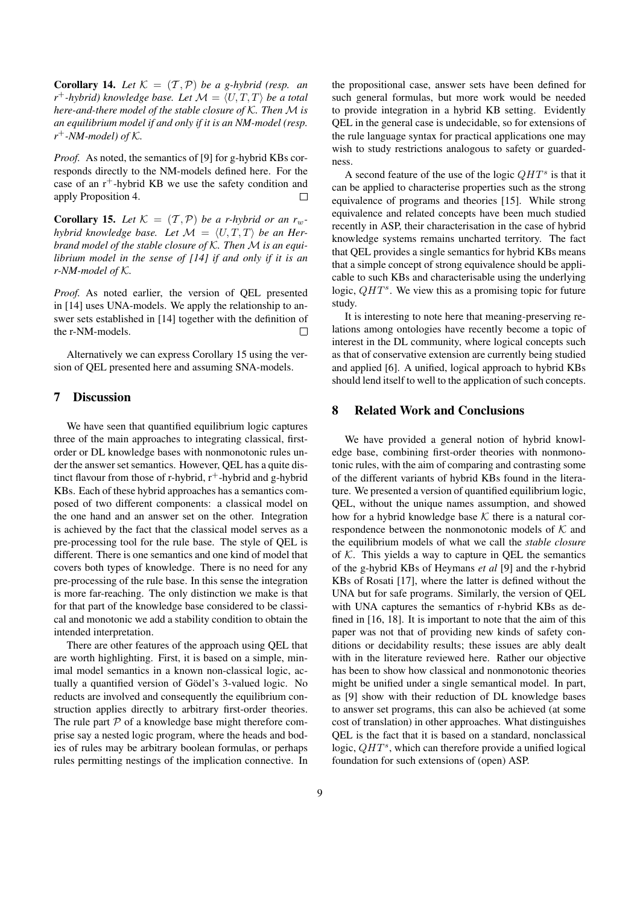**Corollary 14.** *Let $\mathcal{K} = (\mathcal{T}, \mathcal{P})$ be a g-hybrid (resp. an r$^+$-hybrid) knowledge base. Let $\mathcal{M} = \langle U, T, T \rangle$ be a total here-and-there model of the stable closure of $\mathcal{K}$. Then $\mathcal{M}$ is an equilibrium model if and only if it is an NM-model (resp. r$^+$-NM-model) of $\mathcal{K}$.*

*Proof.* As noted, the semantics of [9] for g-hybrid KBs corresponds directly to the NM-models defined here. For the case of an r$^+$-hybrid KB we use the safety condition and apply Proposition 4. □

**Corollary 15.** *Let $\mathcal{K} = (\mathcal{T}, \mathcal{P})$ be a r-hybrid or an $r_w$-hybrid knowledge base. Let $\mathcal{M} = \langle U, T, T \rangle$ be an Herbrand model of the stable closure of $\mathcal{K}$. Then $\mathcal{M}$ is an equilibrium model in the sense of [14] if and only if it is an r-NM-model of $\mathcal{K}$.*

*Proof.* As noted earlier, the version of QEL presented in [14] uses UNA-models. We apply the relationship to answer sets established in [14] together with the definition of the r-NM-models. □

Alternatively we can express Corollary 15 using the version of QEL presented here and assuming SNA-models.

## 7 Discussion

We have seen that quantified equilibrium logic captures three of the main approaches to integrating classical, first-order or DL knowledge bases with nonmonotonic rules under the answer set semantics. However, QEL has a quite distinct flavour from those of r-hybrid, r$^+$-hybrid and g-hybrid KBs. Each of these hybrid approaches has a semantics composed of two different components: a classical model on the one hand and an answer set on the other. Integration is achieved by the fact that the classical model serves as a pre-processing tool for the rule base. The style of QEL is different. There is one semantics and one kind of model that covers both types of knowledge. There is no need for any pre-processing of the rule base. In this sense the integration is more far-reaching. The only distinction we make is that for that part of the knowledge base considered to be classical and monotonic we add a stability condition to obtain the intended interpretation.

There are other features of the approach using QEL that are worth highlighting. First, it is based on a simple, minimal model semantics in a known non-classical logic, actually a quantified version of Gödel's 3-valued logic. No reducts are involved and consequently the equilibrium construction applies directly to arbitrary first-order theories. The rule part $\mathcal{P}$ of a knowledge base might therefore comprise say a nested logic program, where the heads and bodies of rules may be arbitrary boolean formulas, or perhaps rules permitting nestings of the implication connective. In the propositional case, answer sets have been defined for such general formulas, but more work would be needed to provide integration in a hybrid KB setting. Evidently QEL in the general case is undecidable, so for extensions of the rule language syntax for practical applications one may wish to study restrictions analogous to safety or guardedness.

A second feature of the use of the logic $QHT^s$ is that it can be applied to characterise properties such as the strong equivalence of programs and theories [15]. While strong equivalence and related concepts have been much studied recently in ASP, their characterisation in the case of hybrid knowledge systems remains uncharted territory. The fact that QEL provides a single semantics for hybrid KBs means that a simple concept of strong equivalence should be applicable to such KBs and characterisable using the underlying logic, $QHT^s$. We view this as a promising topic for future study.

It is interesting to note here that meaning-preserving relations among ontologies have recently become a topic of interest in the DL community, where logical concepts such as that of conservative extension are currently being studied and applied [6]. A unified, logical approach to hybrid KBs should lend itself to well to the application of such concepts.

## 8 Related Work and Conclusions

We have provided a general notion of hybrid knowledge base, combining first-order theories with nonmonotonic rules, with the aim of comparing and contrasting some of the different variants of hybrid KBs found in the literature. We presented a version of quantified equilibrium logic, QEL, without the unique names assumption, and showed how for a hybrid knowledge base $\mathcal{K}$ there is a natural correspondence between the nonmonotonic models of $\mathcal{K}$ and the equilibrium models of what we call the *stable closure* of $\mathcal{K}$. This yields a way to capture in QEL the semantics of the g-hybrid KBs of Heymans *et al* [9] and the r-hybrid KBs of Rosati [17], where the latter is defined without the UNA but for safe programs. Similarly, the version of QEL with UNA captures the semantics of r-hybrid KBs as defined in [16, 18]. It is important to note that the aim of this paper was not that of providing new kinds of safety conditions or decidability results; these issues are ably dealt with in the literature reviewed here. Rather our objective has been to show how classical and nonmonotonic theories might be unified under a single semantical model. In part, as [9] show with their reduction of DL knowledge bases to answer set programs, this can also be achieved (at some cost of translation) in other approaches. What distinguishes QEL is the fact that it is based on a standard, nonclassical logic, $QHT^s$, which can therefore provide a unified logical foundation for such extensions of (open) ASP.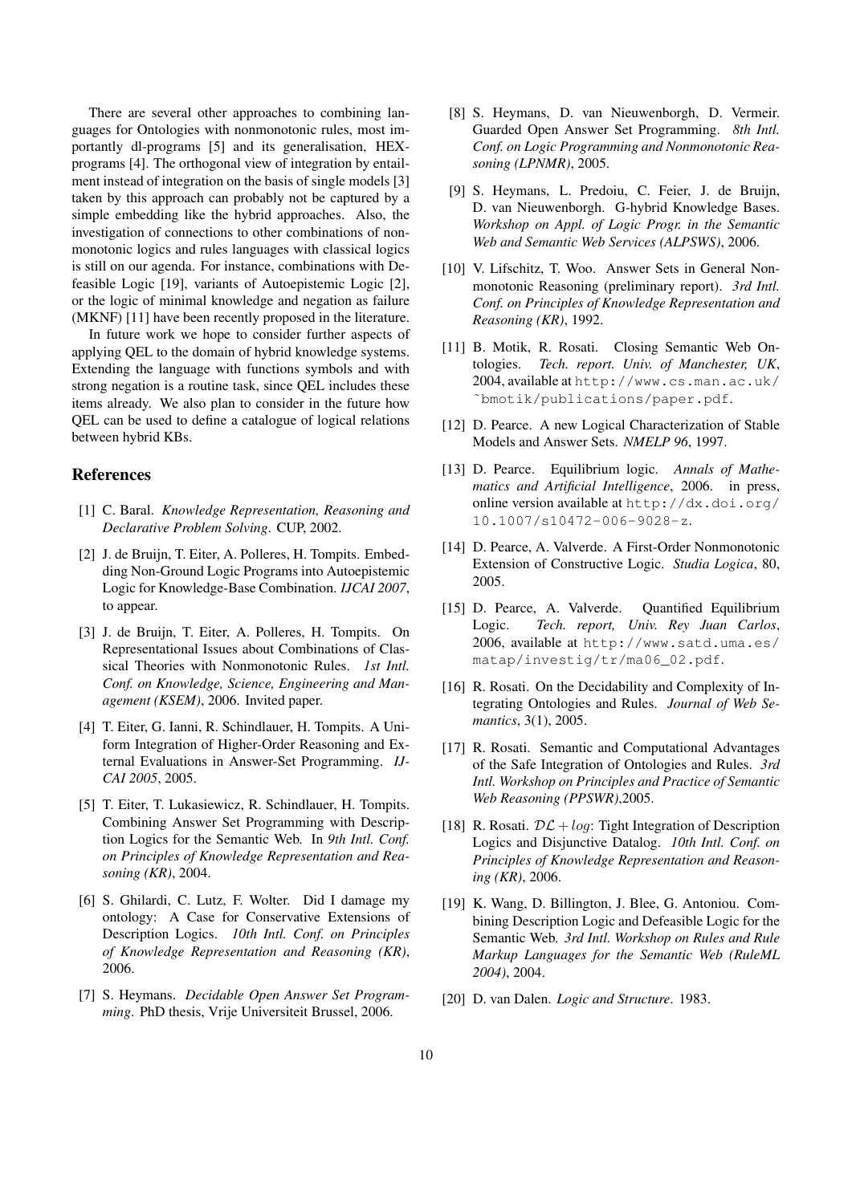There are several other approaches to combining languages for Ontologies with nonmonotonic rules, most importantly dl-programs [5] and its generalisation, HEX-programs [4]. The orthogonal view of integration by entailment instead of integration on the basis of single models [3] taken by this approach can probably not be captured by a simple embedding like the hybrid approaches. Also, the investigation of connections to other combinations of nonmonotonic logics and rules languages with classical logics is still on our agenda. For instance, combinations with Defeasible Logic [19], variants of Autoepistemic Logic [2], or the logic of minimal knowledge and negation as failure (MKNF) [11] have been recently proposed in the literature.

In future work we hope to consider further aspects of applying QEL to the domain of hybrid knowledge systems. Extending the language with functions symbols and with strong negation is a routine task, since QEL includes these items already. We also plan to consider in the future how QEL can be used to define a catalogue of logical relations between hybrid KBs.

## References

[1] C. Baral. *Knowledge Representation, Reasoning and Declarative Problem Solving*. CUP, 2002.

[2] J. de Bruijn, T. Eiter, A. Polleres, H. Tompits. Embedding Non-Ground Logic Programs into Autoepistemic Logic for Knowledge-Base Combination. *IJCAI 2007*, to appear.

[3] J. de Bruijn, T. Eiter, A. Polleres, H. Tompits. On Representational Issues about Combinations of Classical Theories with Nonmonotonic Rules. *1st Intl. Conf. on Knowledge, Science, Engineering and Management (KSEM)*, 2006. Invited paper.

[4] T. Eiter, G. Ianni, R. Schindlauer, H. Tompits. A Uniform Integration of Higher-Order Reasoning and External Evaluations in Answer-Set Programming. *IJCAI 2005*, 2005.

[5] T. Eiter, T. Lukasiewicz, R. Schindlauer, H. Tompits. Combining Answer Set Programming with Description Logics for the Semantic Web. In *9th Intl. Conf. on Principles of Knowledge Representation and Reasoning (KR)*, 2004.

[6] S. Ghilardi, C. Lutz, F. Wolter. Did I damage my ontology: A Case for Conservative Extensions of Description Logics. *10th Intl. Conf. on Principles of Knowledge Representation and Reasoning (KR)*, 2006.

[7] S. Heymans. *Decidable Open Answer Set Programming*. PhD thesis, Vrije Universiteit Brussel, 2006.

[8] S. Heymans, D. van Nieuwenborgh, D. Vermeir. Guarded Open Answer Set Programming. *8th Intl. Conf. on Logic Programming and Nonmonotonic Reasoning (LPNMR)*, 2005.

[9] S. Heymans, L. Predoiu, C. Feier, J. de Bruijn, D. van Nieuwenborgh. G-hybrid Knowledge Bases. *Workshop on Appl. of Logic Progr. in the Semantic Web and Semantic Web Services (ALPSWS)*, 2006.

[10] V. Lifschitz, T. Woo. Answer Sets in General Nonmonotonic Reasoning (preliminary report). *3rd Intl. Conf. on Principles of Knowledge Representation and Reasoning (KR)*, 1992.

[11] B. Motik, R. Rosati. Closing Semantic Web Ontologies. *Tech. report. Univ. of Manchester, UK*, 2004, available at http://www.cs.man.ac.uk/~bmotik/publications/paper.pdf.

[12] D. Pearce. A new Logical Characterization of Stable Models and Answer Sets. *NMELP 96*, 1997.

[13] D. Pearce. Equilibrium logic. *Annals of Mathematics and Artificial Intelligence*, 2006. in press, online version available at http://dx.doi.org/10.1007/s10472-006-9028-z.

[14] D. Pearce, A. Valverde. A First-Order Nonmonotonic Extension of Constructive Logic. *Studia Logica*, 80, 2005.

[15] D. Pearce, A. Valverde. Quantified Equilibrium Logic. *Tech. report, Univ. Rey Juan Carlos*, 2006, available at http://www.satd.uma.es/matap/investig/tr/ma06_02.pdf.

[16] R. Rosati. On the Decidability and Complexity of Integrating Ontologies and Rules. *Journal of Web Semantics*, 3(1), 2005.

[17] R. Rosati. Semantic and Computational Advantages of the Safe Integration of Ontologies and Rules. *3rd Intl. Workshop on Principles and Practice of Semantic Web Reasoning (PPSWR)*,2005.

[18] R. Rosati. $\mathcal{DL} + log$: Tight Integration of Description Logics and Disjunctive Datalog. *10th Intl. Conf. on Principles of Knowledge Representation and Reasoning (KR)*, 2006.

[19] K. Wang, D. Billington, J. Blee, G. Antoniou. Combining Description Logic and Defeasible Logic for the Semantic Web. *3rd Intl. Workshop on Rules and Rule Markup Languages for the Semantic Web (RuleML 2004)*, 2004.

[20] D. van Dalen. *Logic and Structure*. 1983.